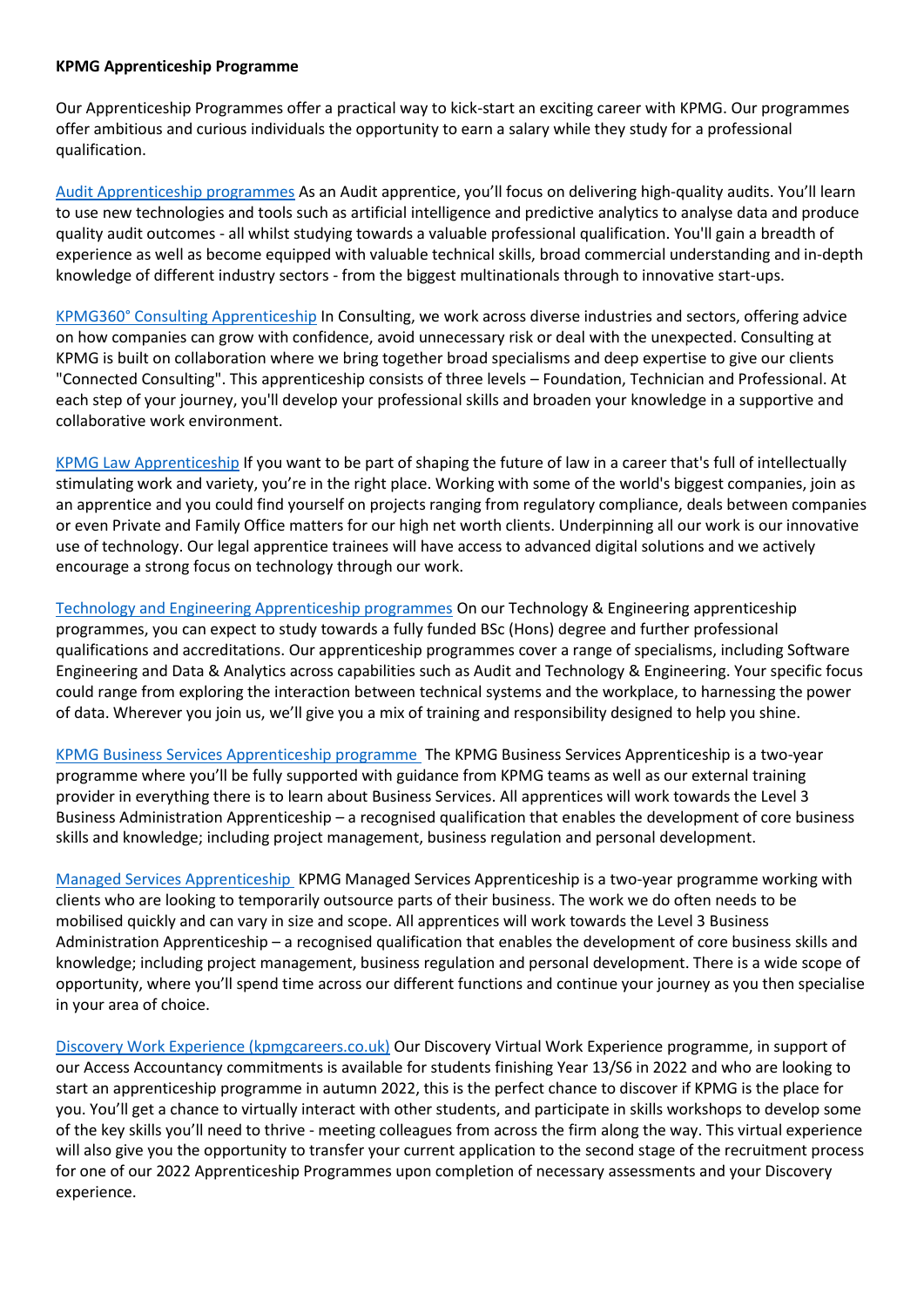**KPMG Apprenticeship Programme**

Our Apprenticeship Programmes offer a practical way to kick-start an exciting career with KPMG. Our programmes offer ambitious and curious individuals the opportunity to earn a salary while they study for a professional qualification.

Audit Apprenticeship programmes As an Audit apprentice, you'll focus on delivering high-quality audits. You'll learn to use new technologies and tools such as artificial intelligence and predictive analytics to analyse data and produce quality audit outcomes - all whilst studying towards a valuable professional qualification. You'll gain a breadth of experience as well as become equipped with valuable technical skills, broad commercial understanding and in-depth knowledge of different industry sectors - from the biggest multinationals through to innovative start-ups.

KPMG360° Consulting Apprenticeship In Consulting, we work across diverse industries and sectors, offering advice on how companies can grow with confidence, avoid unnecessary risk or deal with the unexpected. Consulting at KPMG is built on collaboration where we bring together broad specialisms and deep expertise to give our clients "Connected Consulting". This apprenticeship consists of three levels – Foundation, Technician and Professional. At each step of your journey, you'll develop your professional skills and broaden your knowledge in a supportive and collaborative work environment.

KPMG Law Apprenticeship If you want to be part of shaping the future of law in a career that's full of intellectually stimulating work and variety, you're in the right place. Working with some of the world's biggest companies, join as an apprentice and you could find yourself on projects ranging from regulatory compliance, deals between companies or even Private and Family Office matters for our high net worth clients. Underpinning all our work is our innovative use of technology. Our legal apprentice trainees will have access to advanced digital solutions and we actively encourage a strong focus on technology through our work.

Technology and Engineering Apprenticeship programmes On our Technology & Engineering apprenticeship programmes, you can expect to study towards a fully funded BSc (Hons) degree and further professional qualifications and accreditations. Our apprenticeship programmes cover a range of specialisms, including Software Engineering and Data & Analytics across capabilities such as Audit and Technology & Engineering. Your specific focus could range from exploring the interaction between technical systems and the workplace, to harnessing the power of data. Wherever you join us, we'll give you a mix of training and responsibility designed to help you shine.

KPMG Business Services Apprenticeship programme The KPMG Business Services Apprenticeship is a two-year programme where you'll be fully supported with guidance from KPMG teams as well as our external training provider in everything there is to learn about Business Services. All apprentices will work towards the Level 3 Business Administration Apprenticeship – a recognised qualification that enables the development of core business skills and knowledge; including project management, business regulation and personal development.

Managed Services Apprenticeship KPMG Managed Services Apprenticeship is a two-year programme working with clients who are looking to temporarily outsource parts of their business. The work we do often needs to be mobilised quickly and can vary in size and scope. All apprentices will work towards the Level 3 Business Administration Apprenticeship – a recognised qualification that enables the development of core business skills and knowledge; including project management, business regulation and personal development. There is a wide scope of opportunity, where you'll spend time across our different functions and continue your journey as you then specialise in your area of choice.

Discovery Work Experience (kpmgcareers.co.uk) Our Discovery Virtual Work Experience programme, in support of our Access Accountancy commitments is available for students finishing Year 13/S6 in 2022 and who are looking to start an apprenticeship programme in autumn 2022, this is the perfect chance to discover if KPMG is the place for you. You'll get a chance to virtually interact with other students, and participate in skills workshops to develop some of the key skills you'll need to thrive - meeting colleagues from across the firm along the way. This virtual experience will also give you the opportunity to transfer your current application to the second stage of the recruitment process for one of our 2022 Apprenticeship Programmes upon completion of necessary assessments and your Discovery experience.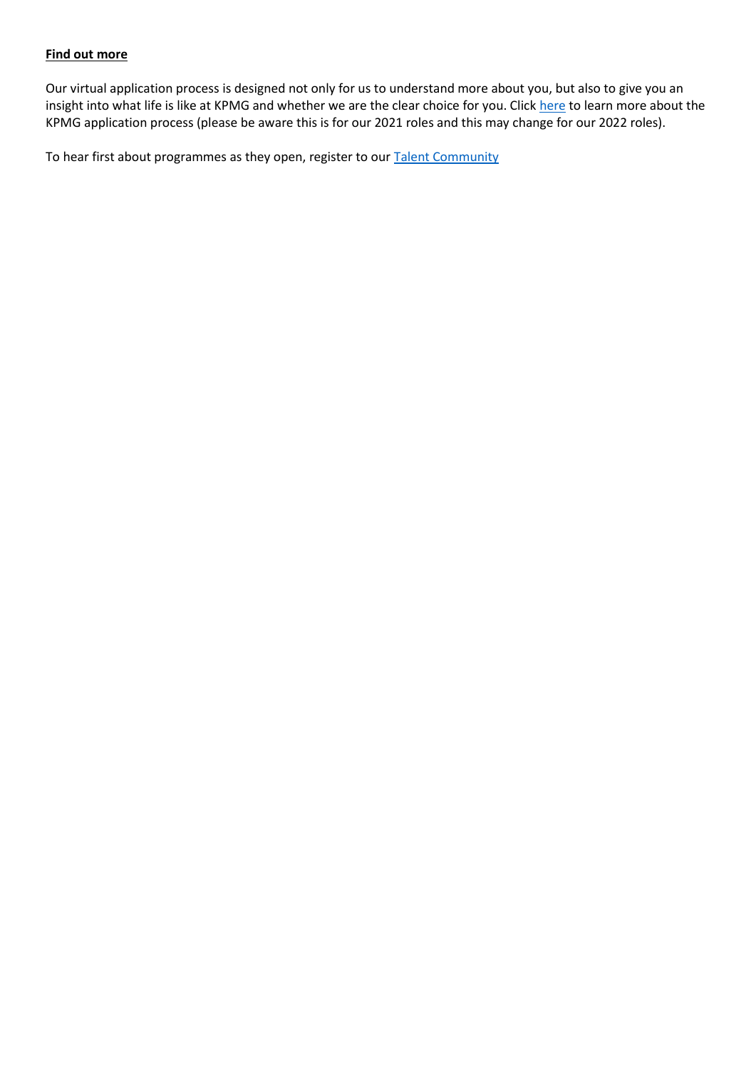**Find out more**

Our virtual application process is designed not only for us to understand more about you, but also to give you an insight into what life is like at KPMG and whether we are the clear choice for you. Click here to learn more about the KPMG application process (please be aware this is for our 2021 roles and this may change for our 2022 roles).

To hear first about programmes as they open, register to our Talent Community